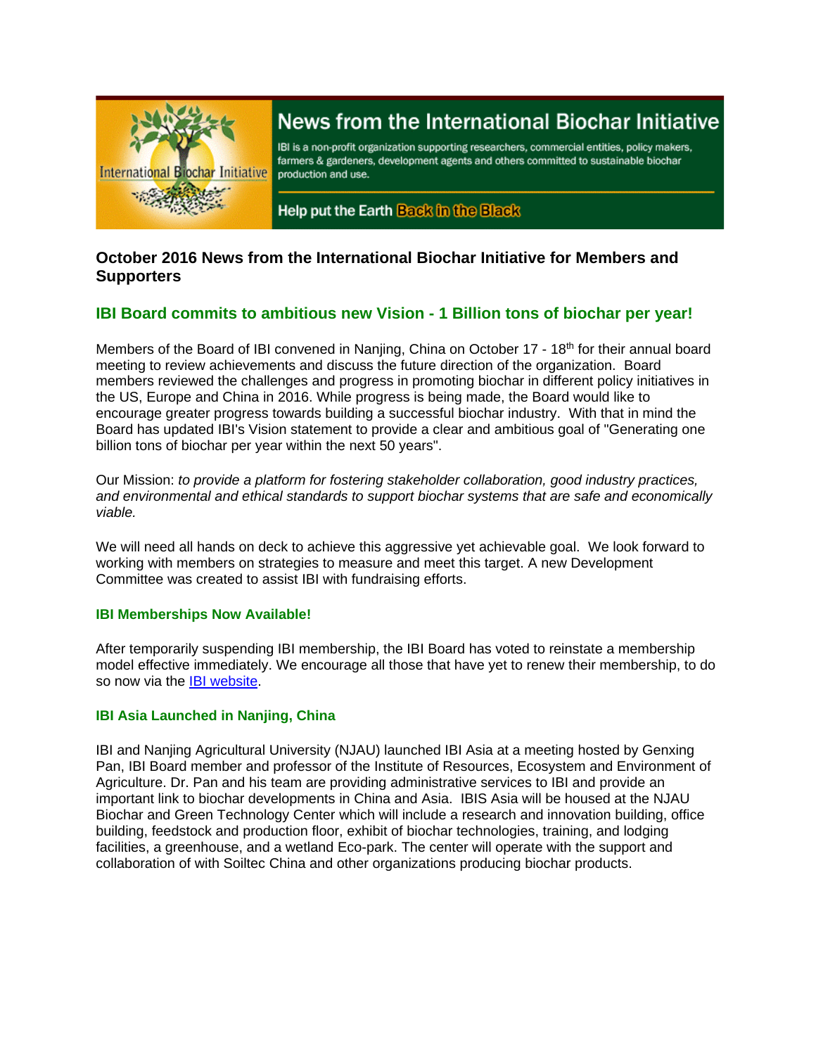# News from the International Biochar Initiative

IBI is a non-profit organization supporting researchers, commercial entities, policy makers, farmers & gardeners, development agents and others committed to sustainable biochar production and use.

Help put the Earth Back in the Black

## October 2016 News from the International Biochar Initiative for Members and Supporters

### IBI Board commits to ambitious new Vision - 1 Billion tons of biochar per year!

Members of the Board of IBI convened in Nanjing, China on October 17 - 18th for their annual board meeting to review achievements and discuss the future direction of the organization. Board members reviewed the challenges and progress in promoting biochar in different policy initiatives in the US, Europe and China in 2016. While progress is being made, the Board would like to encourage greater progress towards building a successful biochar industry. With that in mind the Board has updated IBI's Vision statement to provide a clear and ambitious goal of "Generating one billion tons of biochar per year within the next 50 years".

Our Mission: *to provide a platform for fostering stakeholder collaboration, good industry practices, and environmental and ethical standards to support biochar systems that are safe and economically viable.*

We will need all hands on deck to achieve this aggressive yet achievable goal. We look forward to working with members on strategies to measure and meet this target. A new Development Committee was created to assist IBI with fundraising efforts.

#### IBI Memberships Now Available!

After temporarily suspending IBI membership, the IBI Board has voted to reinstate a membership model effective immediately. We encourage all those that have yet to renew their membership, to do so now via the IBI website.

#### IBI Asia Launched in Nanjing, China

IBI and Nanjing Agricultural University (NJAU) launched IBI Asia at a meeting hosted by Genxing Pan, IBI Board member and professor of the Institute of Resources, Ecosystem and Environment of Agriculture. Dr. Pan and his team are providing administrative services to IBI and provide an important link to biochar developments in China and Asia. IBIS Asia will be housed at the NJAU Biochar and Green Technology Center which will include a research and innovation building, office building, feedstock and production floor, exhibit of biochar technologies, training, and lodging facilities, a greenhouse, and a wetland Eco-park. The center will operate with the support and collaboration of with Soiltec China and other organizations producing biochar products.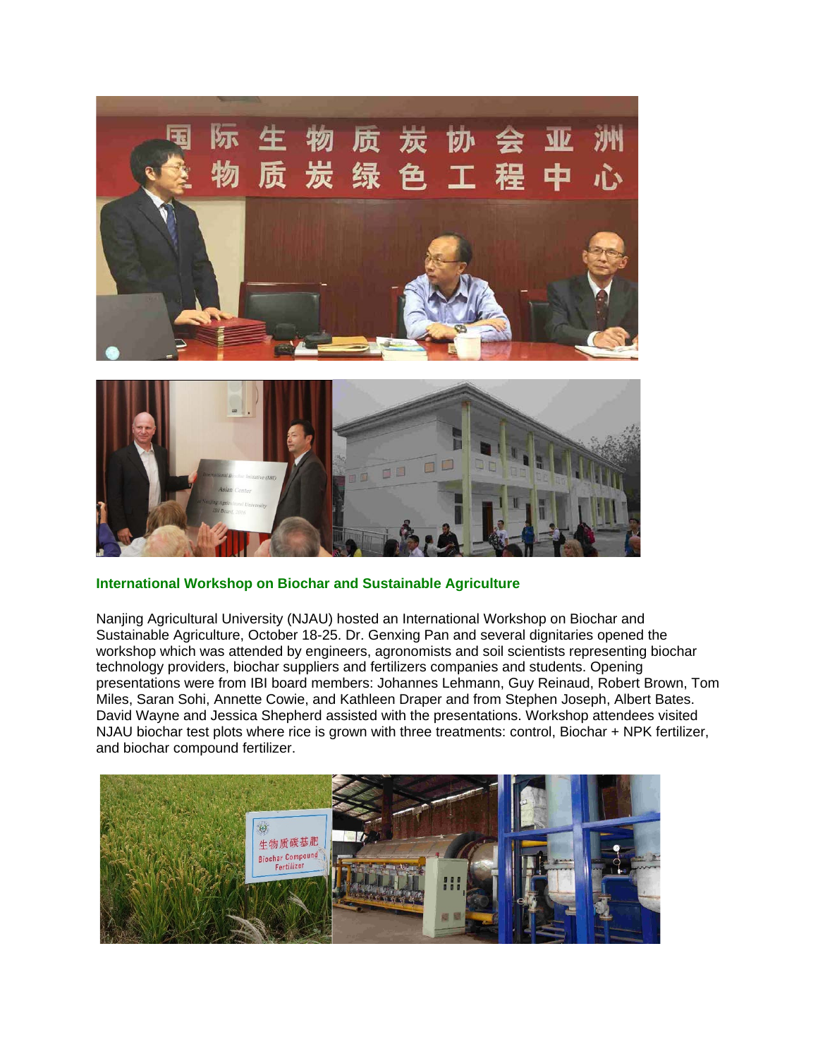## International Workshop on Biochar and Sustainable Agriculture

Nanjing Agricultural University (NJAU) hosted an International Workshop on Biochar and Sustainable Agriculture, October 18-25. Dr. Genxing Pan and several dignitaries opened the workshop which was attended by engineers, agronomists and soil scientists representing biochar technology providers, biochar suppliers and fertilizers companies and students. Opening presentations were from IBI board members: Johannes Lehmann, Guy Reinaud, Robert Brown, Tom Miles, Saran Sohi, Annette Cowie, and Kathleen Draper and from Stephen Joseph, Albert Bates. David Wayne and Jessica Shepherd assisted with the presentations. Workshop attendees visited NJAU biochar test plots where rice is grown with three treatments: control, Biochar + NPK fertilizer, and biochar compound fertilizer.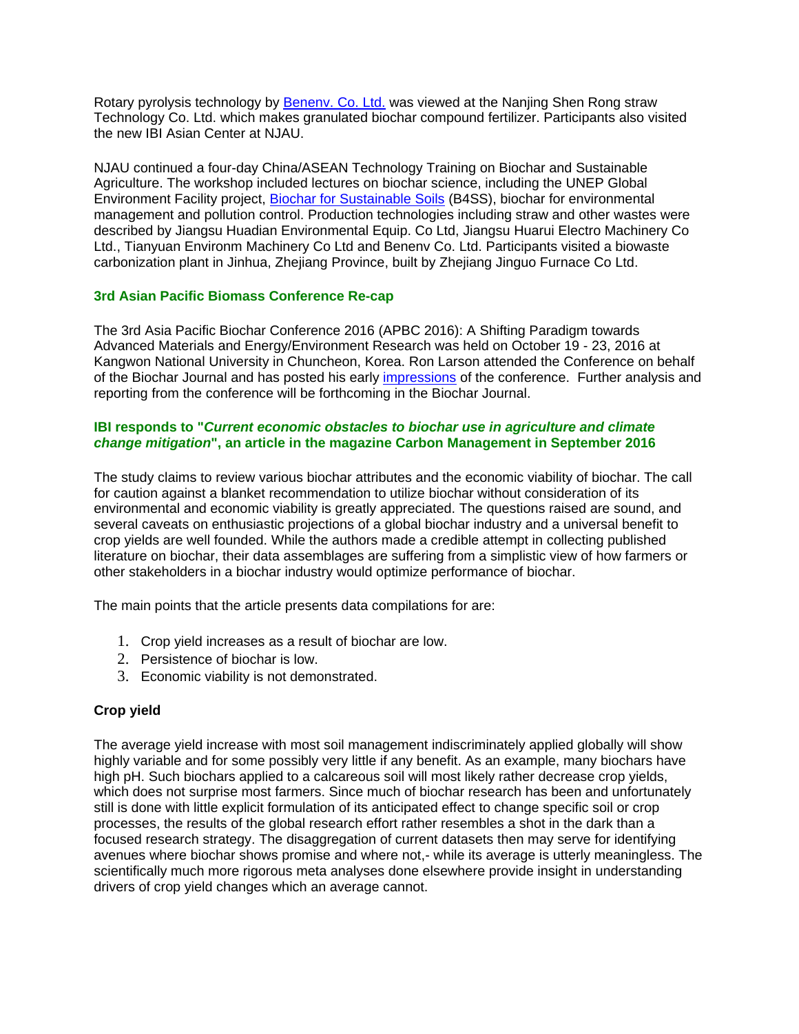Rotary pyrolysis technology by [Benenv. Co. Ltd.](#) was viewed at the Nanjing Shen Rong straw Technology Co. Ltd. which makes granulated biochar compound fertilizer. Participants also visited the new IBI Asian Center at NJAU.

NJAU continued a four-day China/ASEAN Technology Training on Biochar and Sustainable Agriculture. The workshop included lectures on biochar science, including the UNEP Global Environment Facility project, [Biochar for Sustainable Soils](#) (B4SS), biochar for environmental management and pollution control. Production technologies including straw and other wastes were described by Jiangsu Huadian Environmental Equip. Co Ltd, Jiangsu Huarui Electro Machinery Co Ltd., Tianyuan Environm Machinery Co Ltd and Benenv Co. Ltd. Participants visited a biowaste carbonization plant in Jinhua, Zhejiang Province, built by Zhejiang Jinguo Furnace Co Ltd.

### 3rd Asian Pacific Biomass Conference Re-cap

The 3rd Asia Pacific Biochar Conference 2016 (APBC 2016): A Shifting Paradigm towards Advanced Materials and Energy/Environment Research was held on October 19 - 23, 2016 at Kangwon National University in Chuncheon, Korea. Ron Larson attended the Conference on behalf of the Biochar Journal and has posted his early [impressions](#) of the conference. Further analysis and reporting from the conference will be forthcoming in the Biochar Journal.

### IBI responds to "*Current economic obstacles to biochar use in agriculture and climate change mitigation*", an article in the magazine Carbon Management in September 2016

The study claims to review various biochar attributes and the economic viability of biochar. The call for caution against a blanket recommendation to utilize biochar without consideration of its environmental and economic viability is greatly appreciated. The questions raised are sound, and several caveats on enthusiastic projections of a global biochar industry and a universal benefit to crop yields are well founded. While the authors made a credible attempt in collecting published literature on biochar, their data assemblages are suffering from a simplistic view of how farmers or other stakeholders in a biochar industry would optimize performance of biochar.

The main points that the article presents data compilations for are:

1. Crop yield increases as a result of biochar are low.
2. Persistence of biochar is low.
3. Economic viability is not demonstrated.

**Crop yield**

The average yield increase with most soil management indiscriminately applied globally will show highly variable and for some possibly very little if any benefit. As an example, many biochars have high pH. Such biochars applied to a calcareous soil will most likely rather decrease crop yields, which does not surprise most farmers. Since much of biochar research has been and unfortunately still is done with little explicit formulation of its anticipated effect to change specific soil or crop processes, the results of the global research effort rather resembles a shot in the dark than a focused research strategy. The disaggregation of current datasets then may serve for identifying avenues where biochar shows promise and where not,- while its average is utterly meaningless. The scientifically much more rigorous meta analyses done elsewhere provide insight in understanding drivers of crop yield changes which an average cannot.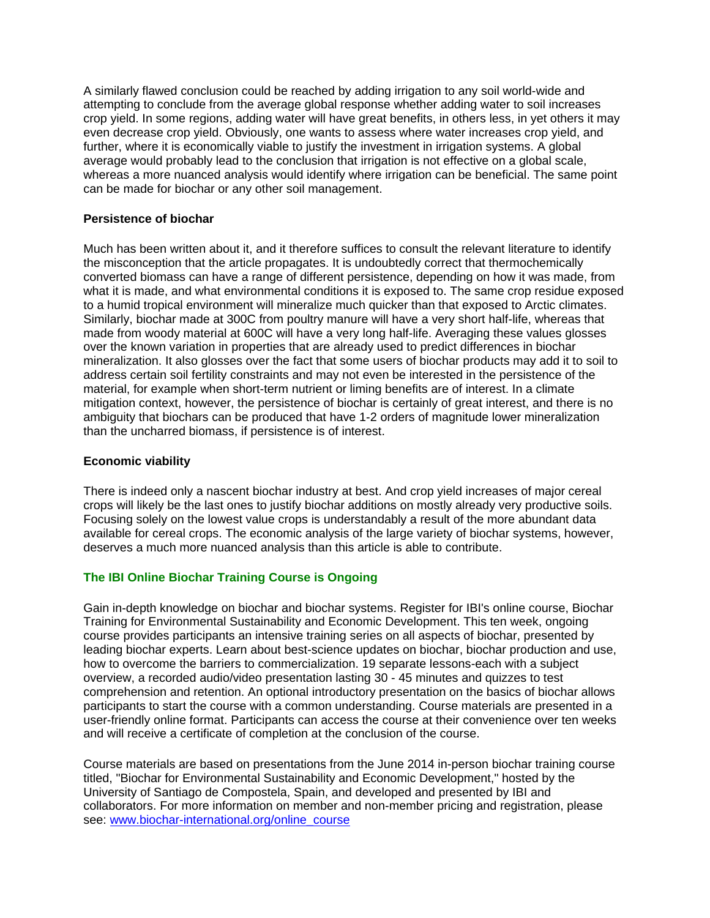A similarly flawed conclusion could be reached by adding irrigation to any soil world-wide and attempting to conclude from the average global response whether adding water to soil increases crop yield. In some regions, adding water will have great benefits, in others less, in yet others it may even decrease crop yield. Obviously, one wants to assess where water increases crop yield, and further, where it is economically viable to justify the investment in irrigation systems. A global average would probably lead to the conclusion that irrigation is not effective on a global scale, whereas a more nuanced analysis would identify where irrigation can be beneficial. The same point can be made for biochar or any other soil management.

**Persistence of biochar**

Much has been written about it, and it therefore suffices to consult the relevant literature to identify the misconception that the article propagates. It is undoubtedly correct that thermochemically converted biomass can have a range of different persistence, depending on how it was made, from what it is made, and what environmental conditions it is exposed to. The same crop residue exposed to a humid tropical environment will mineralize much quicker than that exposed to Arctic climates. Similarly, biochar made at 300C from poultry manure will have a very short half-life, whereas that made from woody material at 600C will have a very long half-life. Averaging these values glosses over the known variation in properties that are already used to predict differences in biochar mineralization. It also glosses over the fact that some users of biochar products may add it to soil to address certain soil fertility constraints and may not even be interested in the persistence of the material, for example when short-term nutrient or liming benefits are of interest. In a climate mitigation context, however, the persistence of biochar is certainly of great interest, and there is no ambiguity that biochars can be produced that have 1-2 orders of magnitude lower mineralization than the uncharred biomass, if persistence is of interest.

**Economic viability**

There is indeed only a nascent biochar industry at best. And crop yield increases of major cereal crops will likely be the last ones to justify biochar additions on mostly already very productive soils. Focusing solely on the lowest value crops is understandably a result of the more abundant data available for cereal crops. The economic analysis of the large variety of biochar systems, however, deserves a much more nuanced analysis than this article is able to contribute.

**The IBI Online Biochar Training Course is Ongoing**

Gain in-depth knowledge on biochar and biochar systems. Register for IBI's online course, Biochar Training for Environmental Sustainability and Economic Development. This ten week, ongoing course provides participants an intensive training series on all aspects of biochar, presented by leading biochar experts. Learn about best-science updates on biochar, biochar production and use, how to overcome the barriers to commercialization. 19 separate lessons-each with a subject overview, a recorded audio/video presentation lasting 30 - 45 minutes and quizzes to test comprehension and retention. An optional introductory presentation on the basics of biochar allows participants to start the course with a common understanding. Course materials are presented in a user-friendly online format. Participants can access the course at their convenience over ten weeks and will receive a certificate of completion at the conclusion of the course.

Course materials are based on presentations from the June 2014 in-person biochar training course titled, "Biochar for Environmental Sustainability and Economic Development," hosted by the University of Santiago de Compostela, Spain, and developed and presented by IBI and collaborators. For more information on member and non-member pricing and registration, please see: [www.biochar-international.org/online_course](www.biochar-international.org/online_course)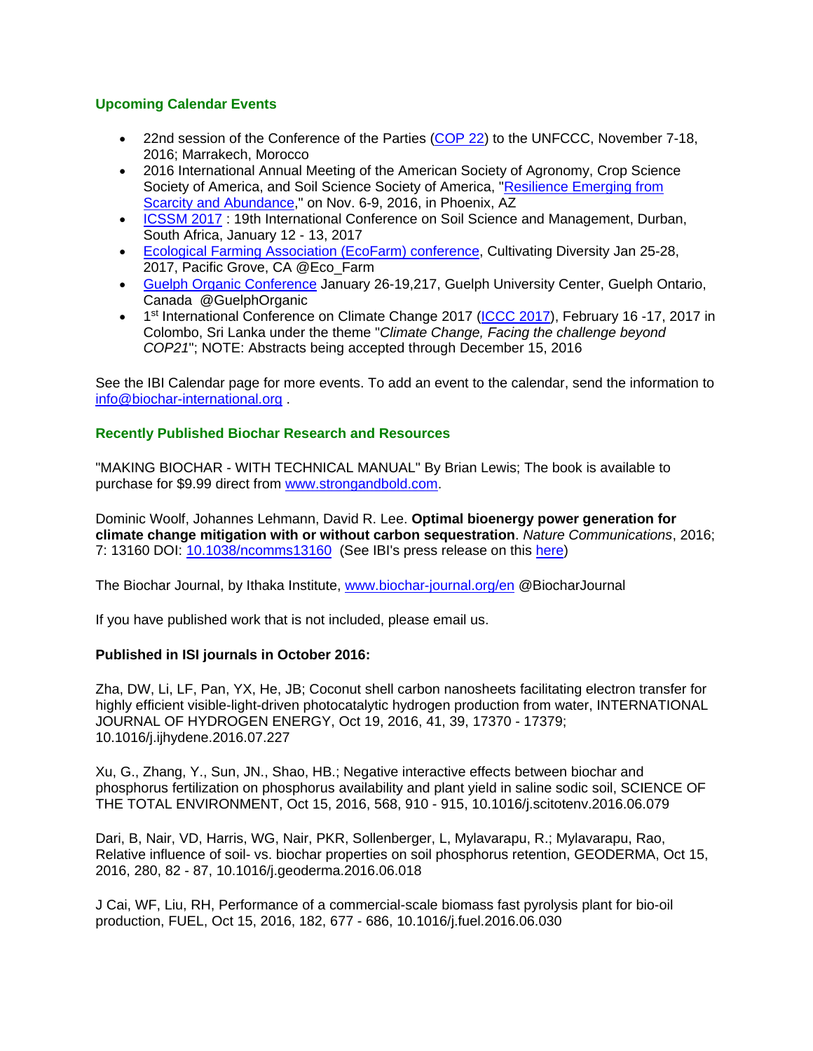**Upcoming Calendar Events**

- 22nd session of the Conference of the Parties (COP 22) to the UNFCCC, November 7-18, 2016; Marrakech, Morocco
- 2016 International Annual Meeting of the American Society of Agronomy, Crop Science Society of America, and Soil Science Society of America, "Resilience Emerging from Scarcity and Abundance," on Nov. 6-9, 2016, in Phoenix, AZ
- ICSSM 2017 : 19th International Conference on Soil Science and Management, Durban, South Africa, January 12 - 13, 2017
- Ecological Farming Association (EcoFarm) conference, Cultivating Diversity Jan 25-28, 2017, Pacific Grove, CA @Eco_Farm
- Guelph Organic Conference January 26-19,217, Guelph University Center, Guelph Ontario, Canada @GuelphOrganic
- 1st International Conference on Climate Change 2017 (ICCC 2017), February 16 -17, 2017 in Colombo, Sri Lanka under the theme "*Climate Change, Facing the challenge beyond COP21*"; NOTE: Abstracts being accepted through December 15, 2016

See the IBI Calendar page for more events. To add an event to the calendar, send the information to info@biochar-international.org .

**Recently Published Biochar Research and Resources**

"MAKING BIOCHAR - WITH TECHNICAL MANUAL" By Brian Lewis; The book is available to purchase for $9.99 direct from www.strongandbold.com.

Dominic Woolf, Johannes Lehmann, David R. Lee. **Optimal bioenergy power generation for climate change mitigation with or without carbon sequestration**. *Nature Communications*, 2016; 7: 13160 DOI: 10.1038/ncomms13160 (See IBI's press release on this here)

The Biochar Journal, by Ithaka Institute, www.biochar-journal.org/en @BiocharJournal

If you have published work that is not included, please email us.

**Published in ISI journals in October 2016:**

Zha, DW, Li, LF, Pan, YX, He, JB; Coconut shell carbon nanosheets facilitating electron transfer for highly efficient visible-light-driven photocatalytic hydrogen production from water, INTERNATIONAL JOURNAL OF HYDROGEN ENERGY, Oct 19, 2016, 41, 39, 17370 - 17379; 10.1016/j.ijhydene.2016.07.227

Xu, G., Zhang, Y., Sun, JN., Shao, HB.; Negative interactive effects between biochar and phosphorus fertilization on phosphorus availability and plant yield in saline sodic soil, SCIENCE OF THE TOTAL ENVIRONMENT, Oct 15, 2016, 568, 910 - 915, 10.1016/j.scitotenv.2016.06.079

Dari, B, Nair, VD, Harris, WG, Nair, PKR, Sollenberger, L, Mylavarapu, R.; Mylavarapu, Rao, Relative influence of soil- vs. biochar properties on soil phosphorus retention, GEODERMA, Oct 15, 2016, 280, 82 - 87, 10.1016/j.geoderma.2016.06.018

J Cai, WF, Liu, RH, Performance of a commercial-scale biomass fast pyrolysis plant for bio-oil production, FUEL, Oct 15, 2016, 182, 677 - 686, 10.1016/j.fuel.2016.06.030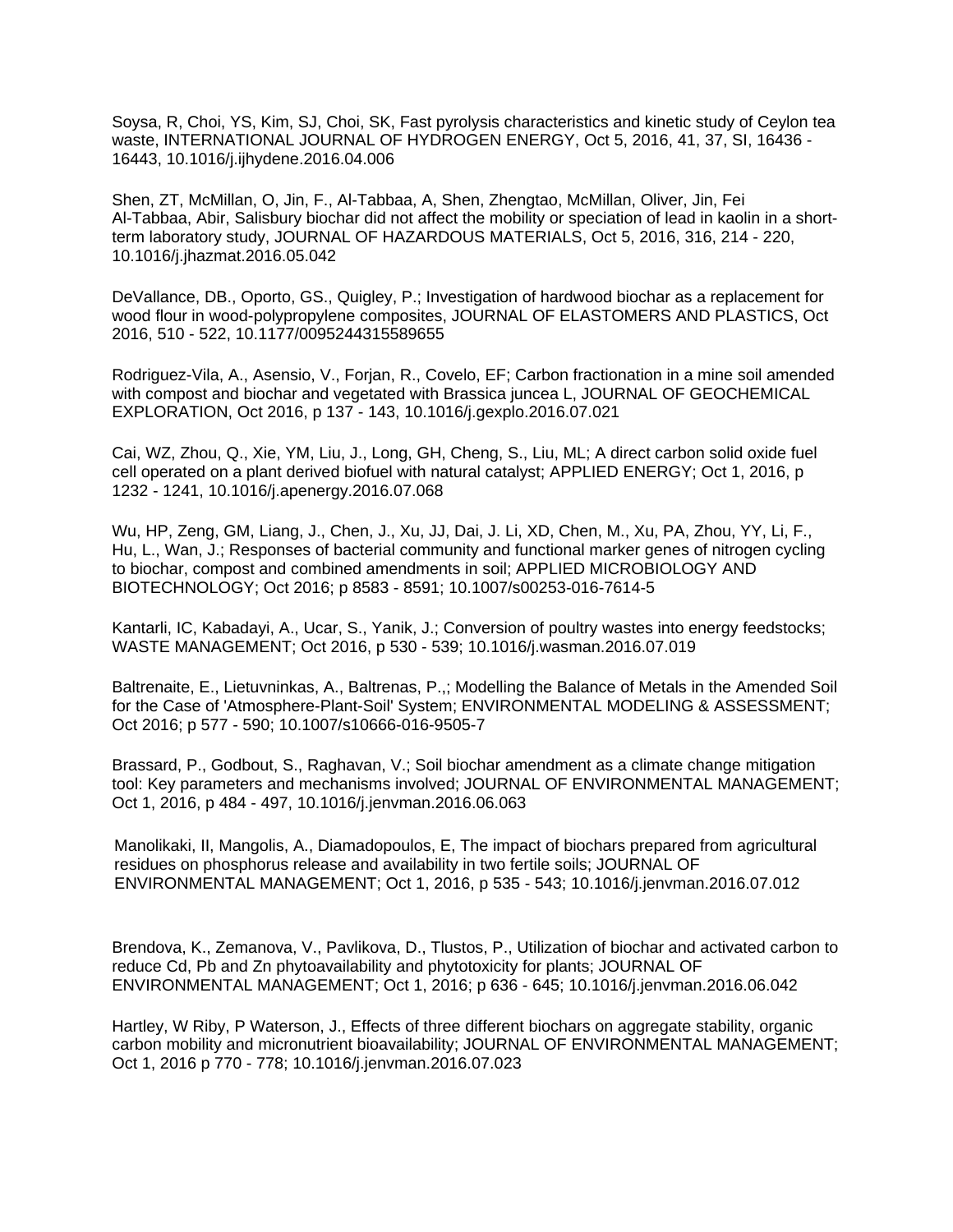Soysa, R, Choi, YS, Kim, SJ, Choi, SK, Fast pyrolysis characteristics and kinetic study of Ceylon tea waste, INTERNATIONAL JOURNAL OF HYDROGEN ENERGY, Oct 5, 2016, 41, 37, SI, 16436 - 16443, 10.1016/j.ijhydene.2016.04.006

Shen, ZT, McMillan, O, Jin, F., Al-Tabbaa, A, Shen, Zhengtao, McMillan, Oliver, Jin, Fei Al-Tabbaa, Abir, Salisbury biochar did not affect the mobility or speciation of lead in kaolin in a short-term laboratory study, JOURNAL OF HAZARDOUS MATERIALS, Oct 5, 2016, 316, 214 - 220, 10.1016/j.jhazmat.2016.05.042

DeVallance, DB., Oporto, GS., Quigley, P.; Investigation of hardwood biochar as a replacement for wood flour in wood-polypropylene composites, JOURNAL OF ELASTOMERS AND PLASTICS, Oct 2016, 510 - 522, 10.1177/0095244315589655

Rodriguez-Vila, A., Asensio, V., Forjan, R., Covelo, EF; Carbon fractionation in a mine soil amended with compost and biochar and vegetated with Brassica juncea L, JOURNAL OF GEOCHEMICAL EXPLORATION, Oct 2016, p 137 - 143, 10.1016/j.gexplo.2016.07.021

Cai, WZ, Zhou, Q., Xie, YM, Liu, J., Long, GH, Cheng, S., Liu, ML; A direct carbon solid oxide fuel cell operated on a plant derived biofuel with natural catalyst; APPLIED ENERGY; Oct 1, 2016, p 1232 - 1241, 10.1016/j.apenergy.2016.07.068

Wu, HP, Zeng, GM, Liang, J., Chen, J., Xu, JJ, Dai, J. Li, XD, Chen, M., Xu, PA, Zhou, YY, Li, F., Hu, L., Wan, J.; Responses of bacterial community and functional marker genes of nitrogen cycling to biochar, compost and combined amendments in soil; APPLIED MICROBIOLOGY AND BIOTECHNOLOGY; Oct 2016; p 8583 - 8591; 10.1007/s00253-016-7614-5

Kantarli, IC, Kabadayi, A., Ucar, S., Yanik, J.; Conversion of poultry wastes into energy feedstocks; WASTE MANAGEMENT; Oct 2016, p 530 - 539; 10.1016/j.wasman.2016.07.019

Baltrenaite, E., Lietuvninkas, A., Baltrenas, P.,; Modelling the Balance of Metals in the Amended Soil for the Case of 'Atmosphere-Plant-Soil' System; ENVIRONMENTAL MODELING & ASSESSMENT; Oct 2016; p 577 - 590; 10.1007/s10666-016-9505-7

Brassard, P., Godbout, S., Raghavan, V.; Soil biochar amendment as a climate change mitigation tool: Key parameters and mechanisms involved; JOURNAL OF ENVIRONMENTAL MANAGEMENT; Oct 1, 2016, p 484 - 497, 10.1016/j.jenvman.2016.06.063

Manolikaki, II, Mangolis, A., Diamadopoulos, E, The impact of biochars prepared from agricultural residues on phosphorus release and availability in two fertile soils; JOURNAL OF ENVIRONMENTAL MANAGEMENT; Oct 1, 2016, p 535 - 543; 10.1016/j.jenvman.2016.07.012

Brendova, K., Zemanova, V., Pavlikova, D., Tlustos, P., Utilization of biochar and activated carbon to reduce Cd, Pb and Zn phytoavailability and phytotoxicity for plants; JOURNAL OF ENVIRONMENTAL MANAGEMENT; Oct 1, 2016; p 636 - 645; 10.1016/j.jenvman.2016.06.042

Hartley, W Riby, P Waterson, J., Effects of three different biochars on aggregate stability, organic carbon mobility and micronutrient bioavailability; JOURNAL OF ENVIRONMENTAL MANAGEMENT; Oct 1, 2016 p 770 - 778; 10.1016/j.jenvman.2016.07.023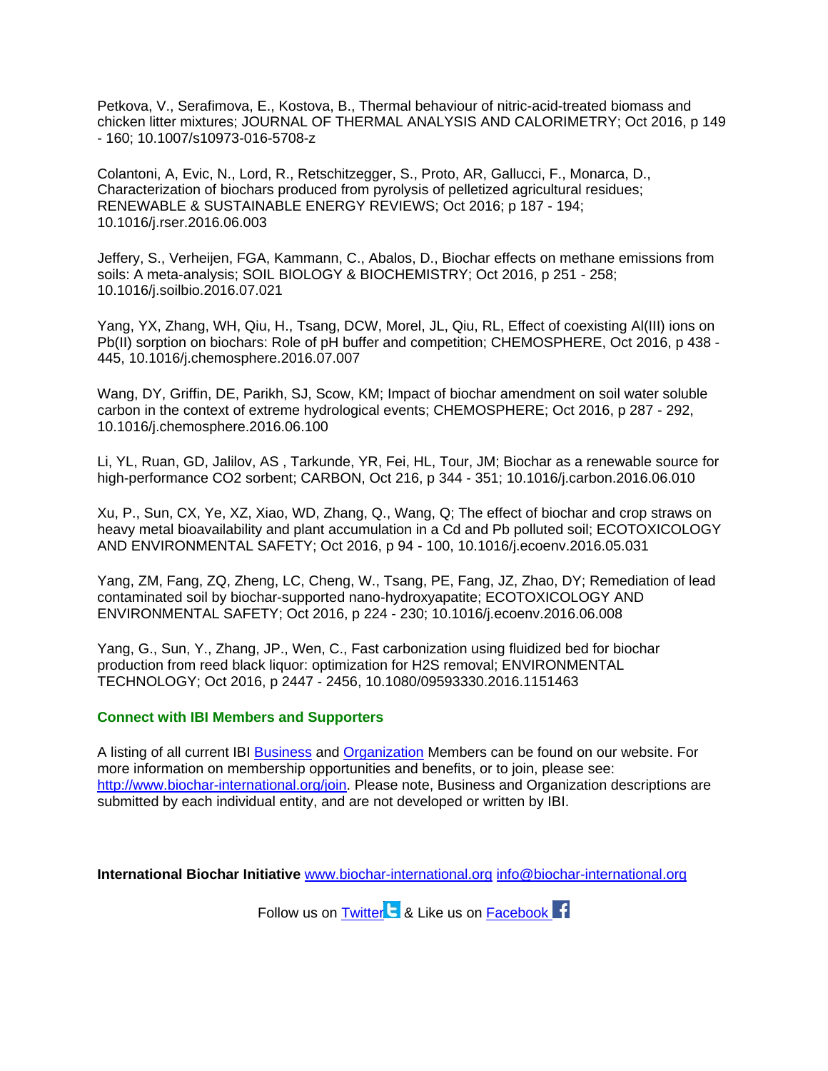Petkova, V., Serafimova, E., Kostova, B., Thermal behaviour of nitric-acid-treated biomass and chicken litter mixtures; JOURNAL OF THERMAL ANALYSIS AND CALORIMETRY; Oct 2016, p 149 - 160; 10.1007/s10973-016-5708-z

Colantoni, A, Evic, N., Lord, R., Retschitzegger, S., Proto, AR, Gallucci, F., Monarca, D., Characterization of biochars produced from pyrolysis of pelletized agricultural residues; RENEWABLE & SUSTAINABLE ENERGY REVIEWS; Oct 2016; p 187 - 194; 10.1016/j.rser.2016.06.003

Jeffery, S., Verheijen, FGA, Kammann, C., Abalos, D., Biochar effects on methane emissions from soils: A meta-analysis; SOIL BIOLOGY & BIOCHEMISTRY; Oct 2016, p 251 - 258; 10.1016/j.soilbio.2016.07.021

Yang, YX, Zhang, WH, Qiu, H., Tsang, DCW, Morel, JL, Qiu, RL, Effect of coexisting Al(III) ions on Pb(II) sorption on biochars: Role of pH buffer and competition; CHEMOSPHERE, Oct 2016, p 438 - 445, 10.1016/j.chemosphere.2016.07.007

Wang, DY, Griffin, DE, Parikh, SJ, Scow, KM; Impact of biochar amendment on soil water soluble carbon in the context of extreme hydrological events; CHEMOSPHERE; Oct 2016, p 287 - 292, 10.1016/j.chemosphere.2016.06.100

Li, YL, Ruan, GD, Jalilov, AS , Tarkunde, YR, Fei, HL, Tour, JM; Biochar as a renewable source for high-performance CO2 sorbent; CARBON, Oct 216, p 344 - 351; 10.1016/j.carbon.2016.06.010

Xu, P., Sun, CX, Ye, XZ, Xiao, WD, Zhang, Q., Wang, Q; The effect of biochar and crop straws on heavy metal bioavailability and plant accumulation in a Cd and Pb polluted soil; ECOTOXICOLOGY AND ENVIRONMENTAL SAFETY; Oct 2016, p 94 - 100, 10.1016/j.ecoenv.2016.05.031

Yang, ZM, Fang, ZQ, Zheng, LC, Cheng, W., Tsang, PE, Fang, JZ, Zhao, DY; Remediation of lead contaminated soil by biochar-supported nano-hydroxyapatite; ECOTOXICOLOGY AND ENVIRONMENTAL SAFETY; Oct 2016, p 224 - 230; 10.1016/j.ecoenv.2016.06.008

Yang, G., Sun, Y., Zhang, JP., Wen, C., Fast carbonization using fluidized bed for biochar production from reed black liquor: optimization for H2S removal; ENVIRONMENTAL TECHNOLOGY; Oct 2016, p 2447 - 2456, 10.1080/09593330.2016.1151463

### Connect with IBI Members and Supporters

A listing of all current IBI Business and Organization Members can be found on our website. For more information on membership opportunities and benefits, or to join, please see: http://www.biochar-international.org/join. Please note, Business and Organization descriptions are submitted by each individual entity, and are not developed or written by IBI.

**International Biochar Initiative** www.biochar-international.org info@biochar-international.org

Follow us on Twitter & Like us on Facebook